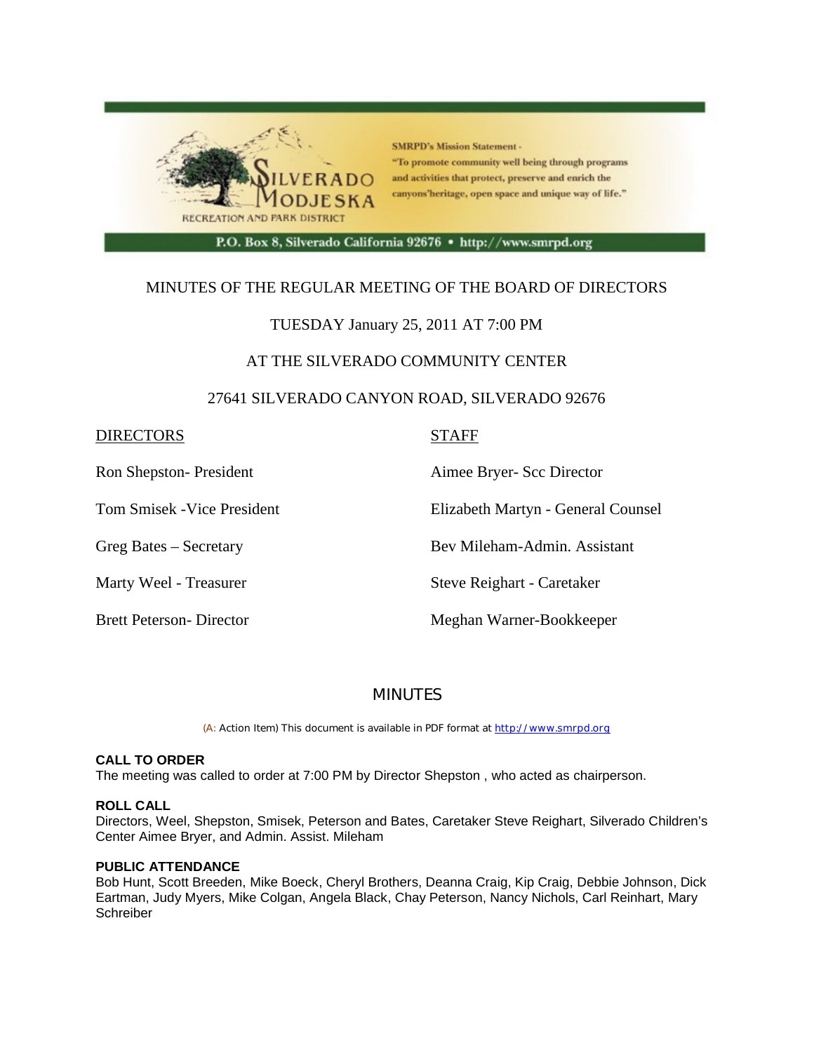SILVERADO MODJESKA RECREATION AND PARK DISTRICT

SMRPD's Mission Statement - "To promote community well being through programs and activities that protect, preserve and enrich the canyons'heritage, open space and unique way of life."

P.O. Box 8, Silverado California 92676 • http://www.smrpd.org

MINUTES OF THE REGULAR MEETING OF THE BOARD OF DIRECTORS

TUESDAY January 25, 2011 AT 7:00 PM

AT THE SILVERADO COMMUNITY CENTER

27641 SILVERADO CANYON ROAD, SILVERADO 92676

| DIRECTORS | STAFF |
|---|---|
| Ron Shepston- President | Aimee Bryer- Scc Director |
| Tom Smisek -Vice President | Elizabeth Martyn - General Counsel |
| Greg Bates – Secretary | Bev Mileham-Admin. Assistant |
| Marty Weel - Treasurer | Steve Reighart - Caretaker |
| Brett Peterson- Director | Meghan Warner-Bookkeeper |

## MINUTES

(A: Action Item) This document is available in PDF format at http://www.smrpd.org

**CALL TO ORDER**
The meeting was called to order at 7:00 PM by Director Shepston , who acted as chairperson.

**ROLL CALL**
Directors, Weel, Shepston, Smisek, Peterson and Bates, Caretaker Steve Reighart, Silverado Children's Center Aimee Bryer, and Admin. Assist. Mileham

**PUBLIC ATTENDANCE**
Bob Hunt, Scott Breeden, Mike Boeck, Cheryl Brothers, Deanna Craig, Kip Craig, Debbie Johnson, Dick Eartman, Judy Myers, Mike Colgan, Angela Black, Chay Peterson, Nancy Nichols, Carl Reinhart, Mary Schreiber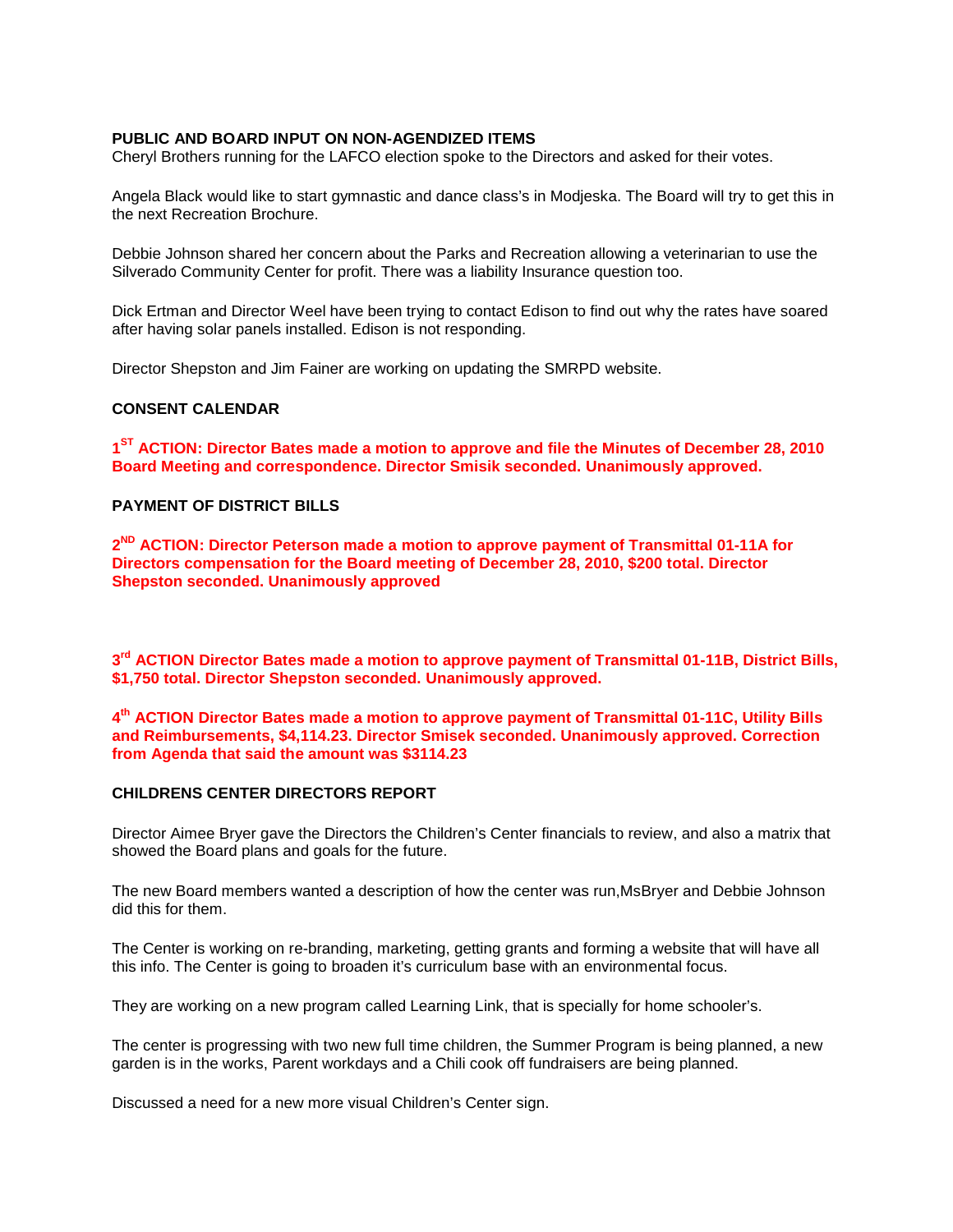**PUBLIC AND BOARD INPUT ON NON-AGENDIZED ITEMS**

Cheryl Brothers running for the LAFCO election spoke to the Directors and asked for their votes.

Angela Black would like to start gymnastic and dance class's in Modjeska. The Board will try to get this in the next Recreation Brochure.

Debbie Johnson shared her concern about the Parks and Recreation allowing a veterinarian to use the Silverado Community Center for profit. There was a liability Insurance question too.

Dick Ertman and Director Weel have been trying to contact Edison to find out why the rates have soared after having solar panels installed. Edison is not responding.

Director Shepston and Jim Fainer are working on updating the SMRPD website.

**CONSENT CALENDAR**

**1ST ACTION: Director Bates made a motion to approve and file the Minutes of December 28, 2010 Board Meeting and correspondence. Director Smisik seconded. Unanimously approved.**

**PAYMENT OF DISTRICT BILLS**

**2ND ACTION: Director Peterson made a motion to approve payment of Transmittal 01-11A for Directors compensation for the Board meeting of December 28, 2010, $200 total. Director Shepston seconded. Unanimously approved**

**3rd ACTION Director Bates made a motion to approve payment of Transmittal 01-11B, District Bills, $1,750 total. Director Shepston seconded. Unanimously approved.**

**4th ACTION Director Bates made a motion to approve payment of Transmittal 01-11C, Utility Bills and Reimbursements, $4,114.23. Director Smisek seconded. Unanimously approved. Correction from Agenda that said the amount was $3114.23**

**CHILDRENS CENTER DIRECTORS REPORT**

Director Aimee Bryer gave the Directors the Children's Center financials to review, and also a matrix that showed the Board plans and goals for the future.

The new Board members wanted a description of how the center was run,MsBryer and Debbie Johnson did this for them.

The Center is working on re-branding, marketing, getting grants and forming a website that will have all this info. The Center is going to broaden it's curriculum base with an environmental focus.

They are working on a new program called Learning Link, that is specially for home schooler's.

The center is progressing with two new full time children, the Summer Program is being planned, a new garden is in the works, Parent workdays and a Chili cook off fundraisers are being planned.

Discussed a need for a new more visual Children's Center sign.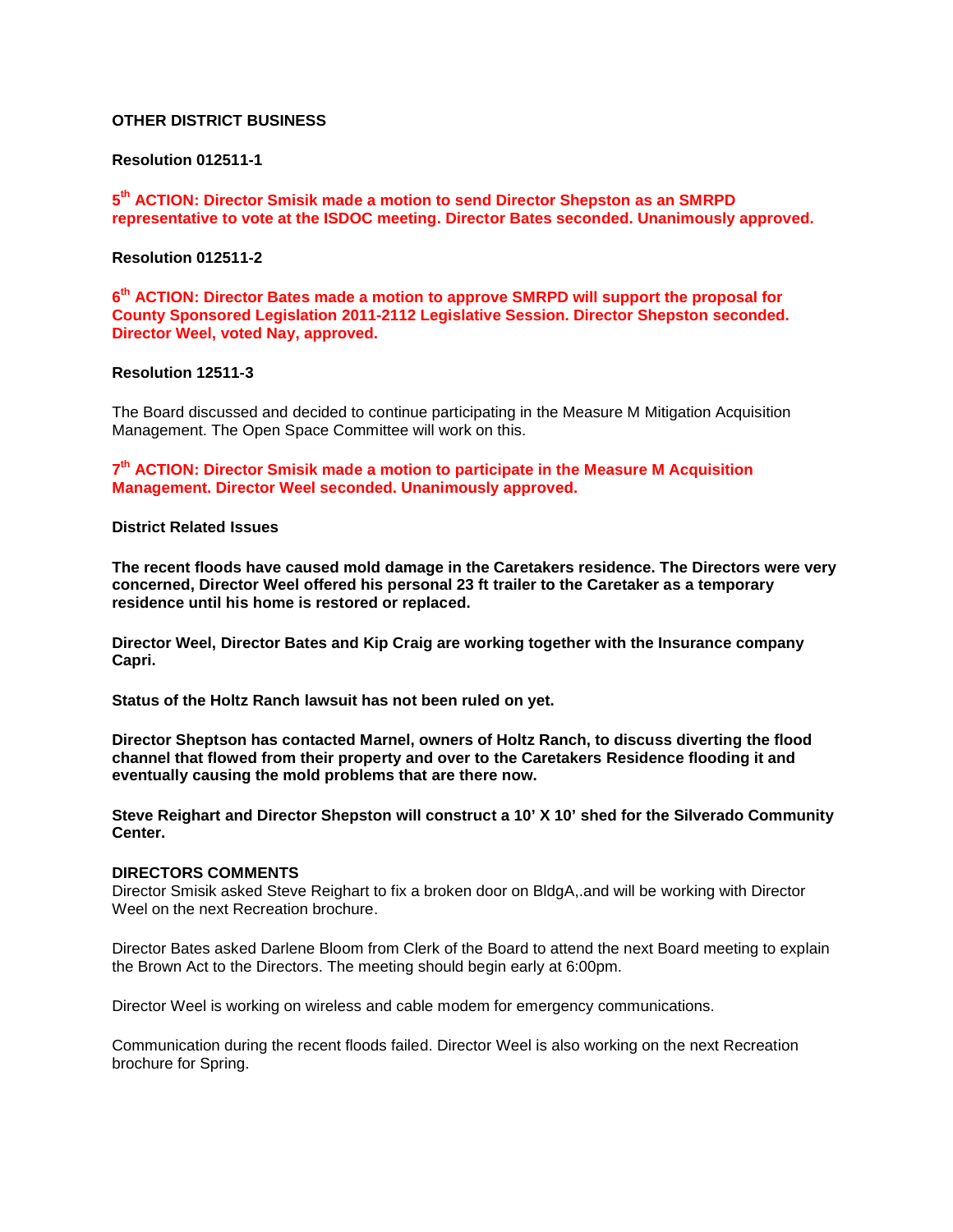**OTHER DISTRICT BUSINESS**

**Resolution 012511-1**

**5th ACTION: Director Smisik made a motion to send Director Shepston as an SMRPD representative to vote at the ISDOC meeting. Director Bates seconded. Unanimously approved.**

**Resolution 012511-2**

**6th ACTION: Director Bates made a motion to approve SMRPD will support the proposal for County Sponsored Legislation 2011-2112 Legislative Session. Director Shepston seconded. Director Weel, voted Nay, approved.**

**Resolution 12511-3**

The Board discussed and decided to continue participating in the Measure M Mitigation Acquisition Management. The Open Space Committee will work on this.

**7th ACTION: Director Smisik made a motion to participate in the Measure M Acquisition Management. Director Weel seconded. Unanimously approved.**

**District Related Issues**

**The recent floods have caused mold damage in the Caretakers residence. The Directors were very concerned, Director Weel offered his personal 23 ft trailer to the Caretaker as a temporary residence until his home is restored or replaced.**

**Director Weel, Director Bates and Kip Craig are working together with the Insurance company Capri.**

**Status of the Holtz Ranch lawsuit has not been ruled on yet.**

**Director Sheptson has contacted Marnel, owners of Holtz Ranch, to discuss diverting the flood channel that flowed from their property and over to the Caretakers Residence flooding it and eventually causing the mold problems that are there now.**

**Steve Reighart and Director Shepston will construct a 10' X 10' shed for the Silverado Community Center.**

**DIRECTORS COMMENTS**

Director Smisik asked Steve Reighart to fix a broken door on BldgA,.and will be working with Director Weel on the next Recreation brochure.

Director Bates asked Darlene Bloom from Clerk of the Board to attend the next Board meeting to explain the Brown Act to the Directors. The meeting should begin early at 6:00pm.

Director Weel is working on wireless and cable modem for emergency communications.

Communication during the recent floods failed. Director Weel is also working on the next Recreation brochure for Spring.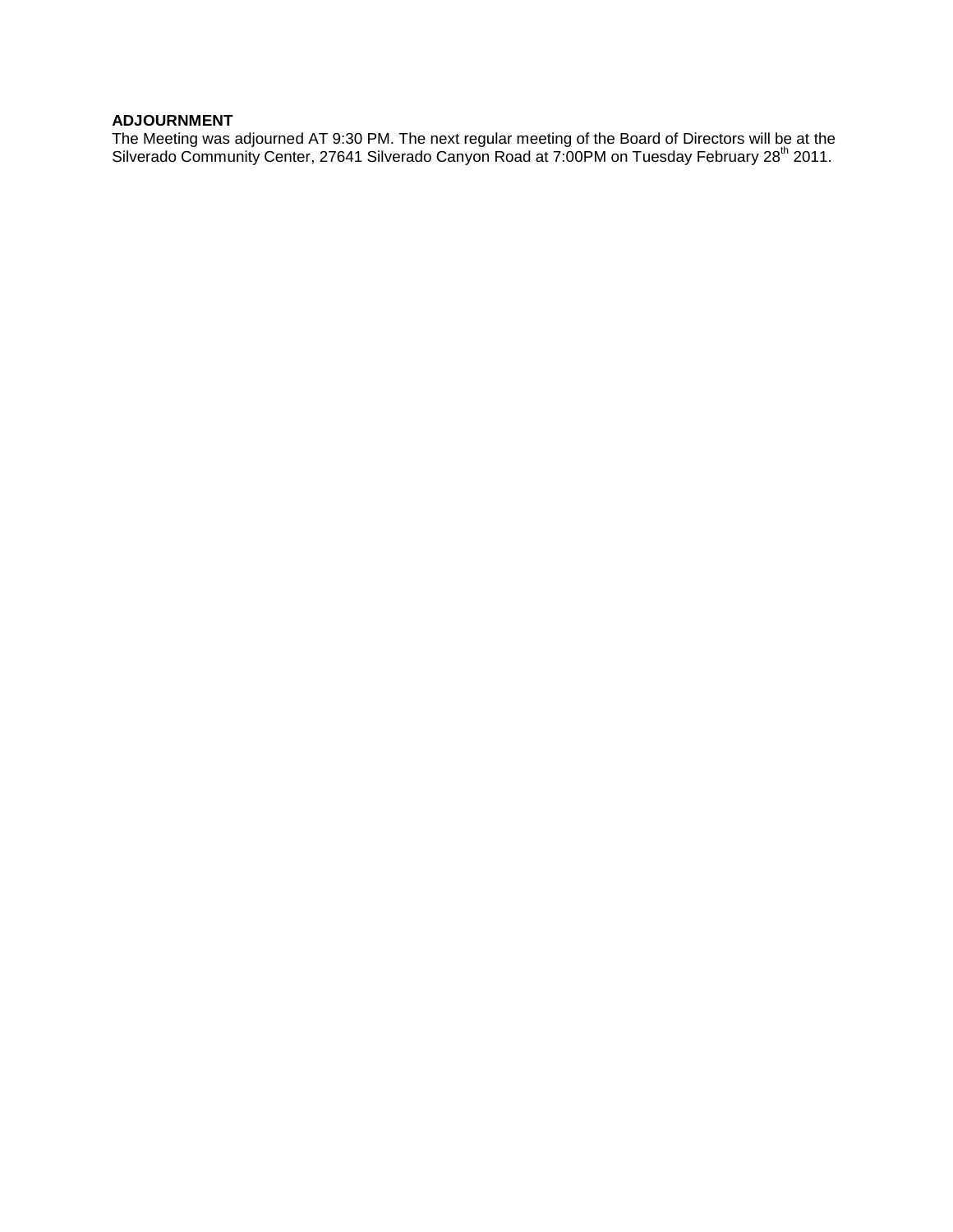**ADJOURNMENT**

The Meeting was adjourned AT 9:30 PM. The next regular meeting of the Board of Directors will be at the Silverado Community Center, 27641 Silverado Canyon Road at 7:00PM on Tuesday February 28th 2011.